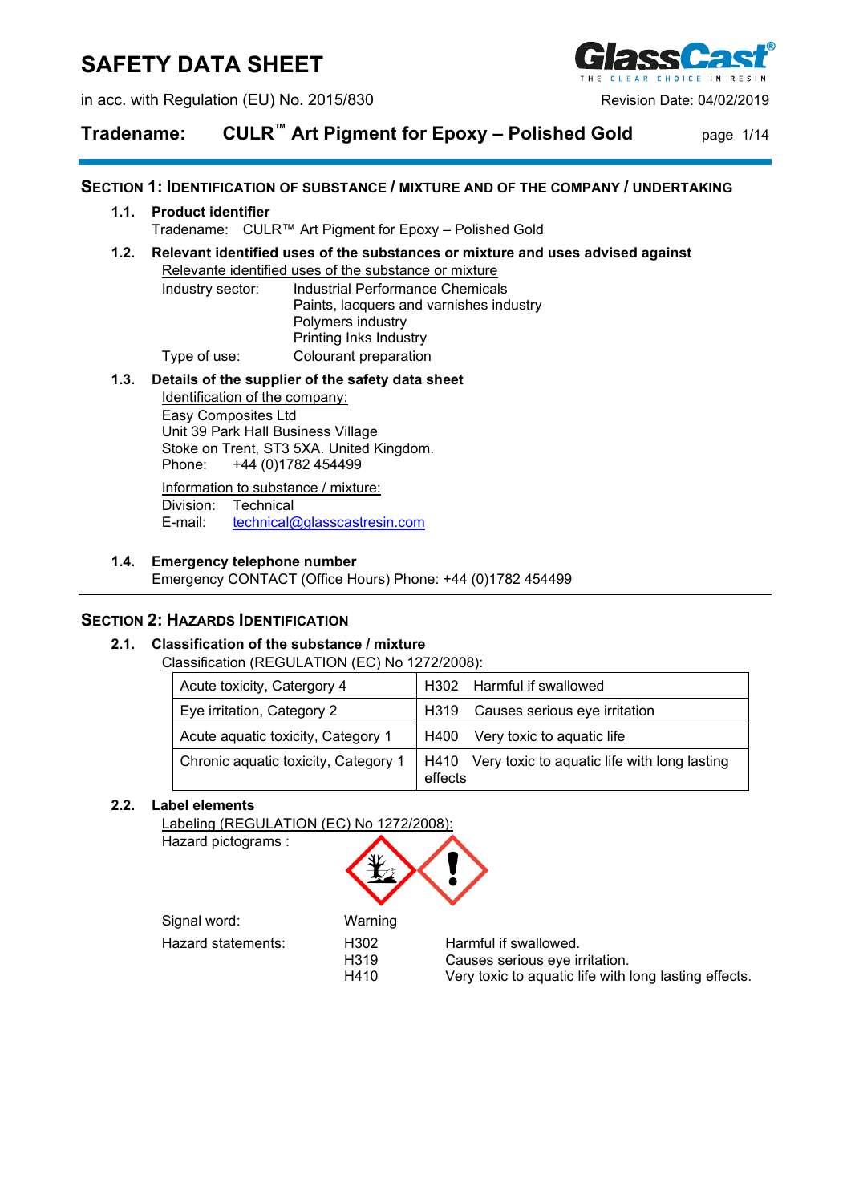# SAFETY DATA SHEET

in acc. with Regulation (EU) No. 2015/830

Revision Date: 04/02/2019

**Tradename: CULR™ Art Pigment for Epoxy – Polished Gold**

## SECTION 1: IDENTIFICATION OF SUBSTANCE / MIXTURE AND OF THE COMPANY / UNDERTAKING

### 1.1. Product identifier

Tradename: CULR™ Art Pigment for Epoxy – Polished Gold

### 1.2. Relevant identified uses of the substances or mixture and uses advised against

Relevante identified uses of the substance or mixture

Industry sector: Industrial Performance Chemicals
Paints, lacquers and varnishes industry
Polymers industry
Printing Inks Industry

Type of use: Colourant preparation

### 1.3. Details of the supplier of the safety data sheet

Identification of the company:

Easy Composites Ltd
Unit 39 Park Hall Business Village
Stoke on Trent, ST3 5XA. United Kingdom.
Phone: +44 (0)1782 454499

Information to substance / mixture:

Division: Technical
E-mail: technical@glasscastresin.com

### 1.4. Emergency telephone number

Emergency CONTACT (Office Hours) Phone: +44 (0)1782 454499

## SECTION 2: HAZARDS IDENTIFICATION

### 2.1. Classification of the substance / mixture

Classification (REGULATION (EC) No 1272/2008):

| Classification | Hazard statement |
|---|---|
| Acute toxicity, Catergory 4 | H302 Harmful if swallowed |
| Eye irritation, Category 2 | H319 Causes serious eye irritation |
| Acute aquatic toxicity, Category 1 | H400 Very toxic to aquatic life |
| Chronic aquatic toxicity, Category 1 | H410 Very toxic to aquatic life with long lasting effects |

### 2.2. Label elements

Labeling (REGULATION (EC) No 1272/2008):

Hazard pictograms :

Signal word: Warning

Hazard statements:

| | |
|---|---|
| H302 | Harmful if swallowed. |
| H319 | Causes serious eye irritation. |
| H410 | Very toxic to aquatic life with long lasting effects. |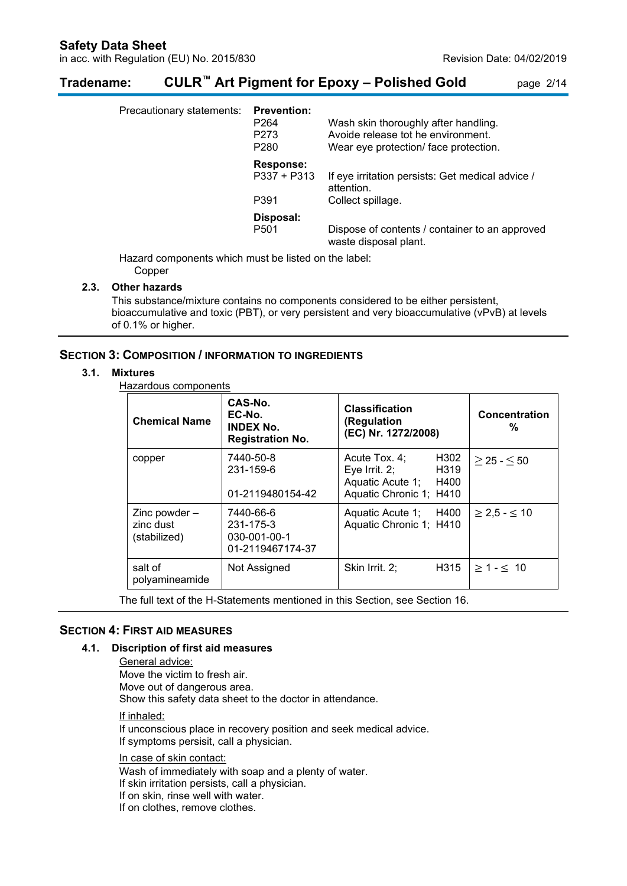Precautionary statements:

**Prevention:**

| | |
|---|---|
| P264 | Wash skin thoroughly after handling. |
| P273 | Avoide release tot he environment. |
| P280 | Wear eye protection/ face protection. |

**Response:**

| | |
|---|---|
| P337 + P313 | If eye irritation persists: Get medical advice / attention. |
| P391 | Collect spillage. |

**Disposal:**

| | |
|---|---|
| P501 | Dispose of contents / container to an approved waste disposal plant. |

Hazard components which must be listed on the label:
Copper

### 2.3. Other hazards

This substance/mixture contains no components considered to be either persistent, bioaccumulative and toxic (PBT), or very persistent and very bioaccumulative (vPvB) at levels of 0.1% or higher.

## SECTION 3: COMPOSITION / INFORMATION TO INGREDIENTS

### 3.1. Mixtures

Hazardous components

| Chemical Name | CAS-No.<br>EC-No.<br>INDEX No.<br>Registration No. | Classification (Regulation (EC) Nr. 1272/2008) | Concentration % |
|---|---|---|---|
| copper | 7440-50-8<br>231-159-6<br><br>01-2119480154-42 | Acute Tox. 4; H302<br>Eye Irrit. 2; H319<br>Aquatic Acute 1; H400<br>Aquatic Chronic 1; H410 | ≥ 25 - ≤ 50 |
| Zinc powder – zinc dust (stabilized) | 7440-66-6<br>231-175-3<br>030-001-00-1<br>01-2119467174-37 | Aquatic Acute 1; H400<br>Aquatic Chronic 1; H410 | ≥ 2,5 - ≤ 10 |
| salt of polyamineamide | Not Assigned | Skin Irrit. 2; H315 | ≥ 1 - ≤ 10 |

The full text of the H-Statements mentioned in this Section, see Section 16.

## SECTION 4: FIRST AID MEASURES

### 4.1. Discription of first aid measures

General advice:
Move the victim to fresh air.
Move out of dangerous area.
Show this safety data sheet to the doctor in attendance.

If inhaled:
If unconscious place in recovery position and seek medical advice.
If symptoms persisit, call a physician.

In case of skin contact:
Wash of immediately with soap and a plenty of water.
If skin irritation persists, call a physician.
If on skin, rinse well with water.
If on clothes, remove clothes.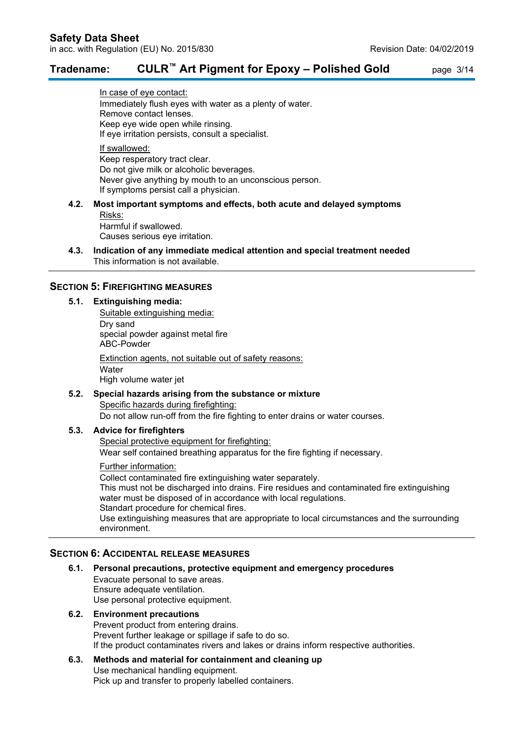In case of eye contact:
Immediately flush eyes with water as a plenty of water.
Remove contact lenses.
Keep eye wide open while rinsing.
If eye irritation persists, consult a specialist.

If swallowed:
Keep resperatory tract clear.
Do not give milk or alcoholic beverages.
Never give anything by mouth to an unconscious person.
If symptoms persist call a physician.

### 4.2. Most important symptoms and effects, both acute and delayed symptoms

Risks:
Harmful if swallowed.
Causes serious eye irritation.

### 4.3. Indication of any immediate medical attention and special treatment needed

This information is not available.

## SECTION 5: FIREFIGHTING MEASURES

### 5.1. Extinguishing media:

Suitable extinguishing media:
Dry sand
special powder against metal fire
ABC-Powder

Extinction agents, not suitable out of safety reasons:
Water
High volume water jet

### 5.2. Special hazards arising from the substance or mixture

Specific hazards during firefighting:
Do not allow run-off from the fire fighting to enter drains or water courses.

### 5.3. Advice for firefighters

Special protective equipment for firefighting:
Wear self contained breathing apparatus for the fire fighting if necessary.

Further information:
Collect contaminated fire extinguishing water separately.
This must not be discharged into drains. Fire residues and contaminated fire extinguishing water must be disposed of in accordance with local regulations.
Standart procedure for chemical fires.
Use extinguishing measures that are appropriate to local circumstances and the surrounding environment.

## SECTION 6: ACCIDENTAL RELEASE MEASURES

### 6.1. Personal precautions, protective equipment and emergency procedures

Evacuate personal to save areas.
Ensure adequate ventilation.
Use personal protective equipment.

### 6.2. Environment precautions

Prevent product from entering drains.
Prevent further leakage or spillage if safe to do so.
If the product contaminates rivers and lakes or drains inform respective authorities.

### 6.3. Methods and material for containment and cleaning up

Use mechanical handling equipment.
Pick up and transfer to properly labelled containers.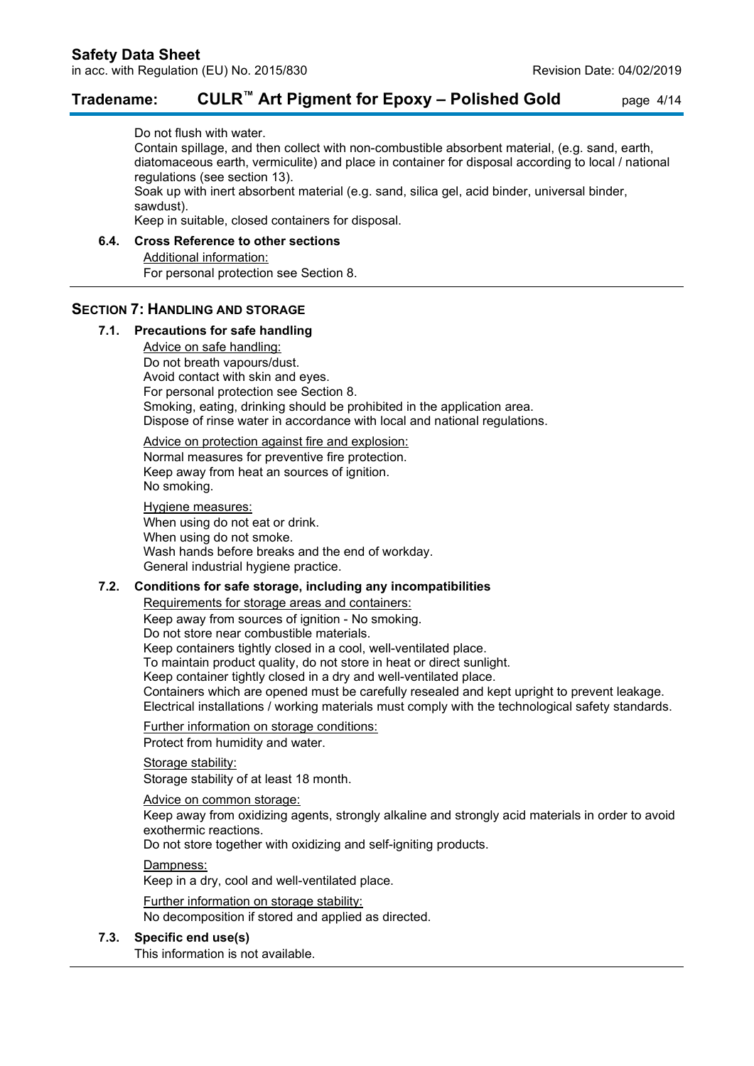Do not flush with water.
Contain spillage, and then collect with non-combustible absorbent material, (e.g. sand, earth, diatomaceous earth, vermiculite) and place in container for disposal according to local / national regulations (see section 13).
Soak up with inert absorbent material (e.g. sand, silica gel, acid binder, universal binder, sawdust).
Keep in suitable, closed containers for disposal.

### 6.4. Cross Reference to other sections

Additional information:
For personal protection see Section 8.

## SECTION 7: HANDLING AND STORAGE

### 7.1. Precautions for safe handling

Advice on safe handling:
Do not breath vapours/dust.
Avoid contact with skin and eyes.
For personal protection see Section 8.
Smoking, eating, drinking should be prohibited in the application area.
Dispose of rinse water in accordance with local and national regulations.

Advice on protection against fire and explosion:
Normal measures for preventive fire protection.
Keep away from heat an sources of ignition.
No smoking.

Hygiene measures:
When using do not eat or drink.
When using do not smoke.
Wash hands before breaks and the end of workday.
General industrial hygiene practice.

### 7.2. Conditions for safe storage, including any incompatibilities

Requirements for storage areas and containers:
Keep away from sources of ignition - No smoking.
Do not store near combustible materials.
Keep containers tightly closed in a cool, well-ventilated place.
To maintain product quality, do not store in heat or direct sunlight.
Keep container tightly closed in a dry and well-ventilated place.
Containers which are opened must be carefully resealed and kept upright to prevent leakage.
Electrical installations / working materials must comply with the technological safety standards.

Further information on storage conditions:
Protect from humidity and water.

Storage stability:
Storage stability of at least 18 month.

Advice on common storage:
Keep away from oxidizing agents, strongly alkaline and strongly acid materials in order to avoid exothermic reactions.
Do not store together with oxidizing and self-igniting products.

Dampness:
Keep in a dry, cool and well-ventilated place.

Further information on storage stability:
No decomposition if stored and applied as directed.

### 7.3. Specific end use(s)

This information is not available.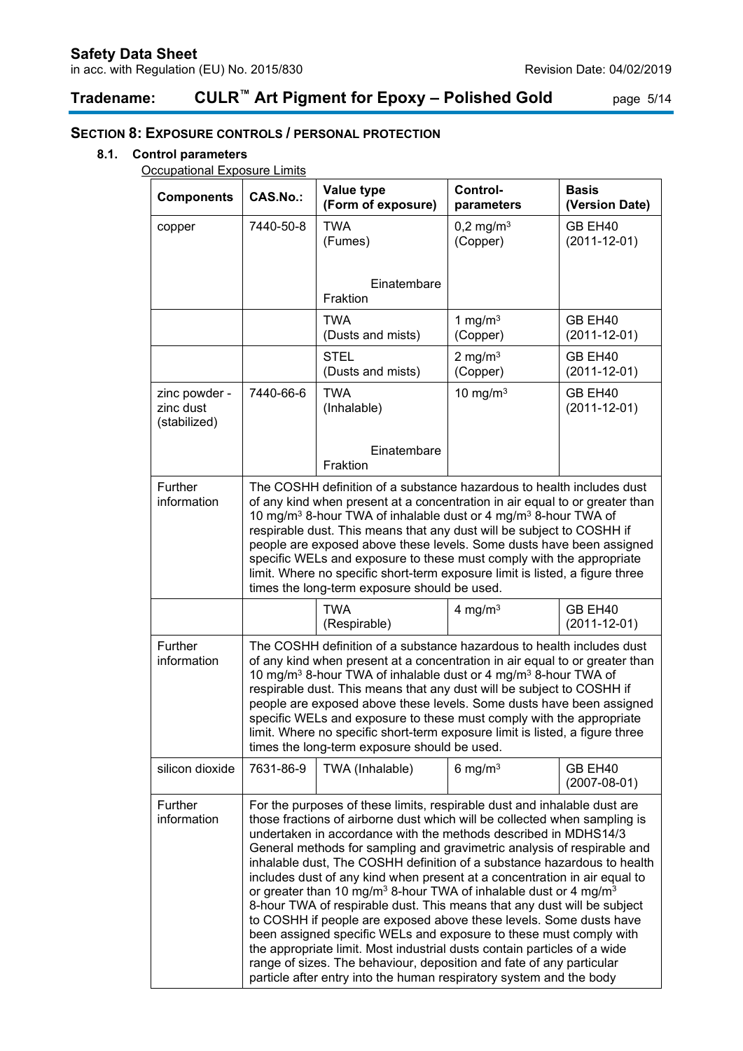## SECTION 8: EXPOSURE CONTROLS / PERSONAL PROTECTION

### 8.1. Control parameters

Occupational Exposure Limits

| Components | CAS.No.: | Value type (Form of exposure) | Control-parameters | Basis (Version Date) |
|---|---|---|---|---|
| copper | 7440-50-8 | TWA (Fumes)<br><br>Einatembare Fraktion | 0,2 mg/m³ (Copper) | GB EH40 (2011-12-01) |
| | | TWA (Dusts and mists) | 1 mg/m³ (Copper) | GB EH40 (2011-12-01) |
| | | STEL (Dusts and mists) | 2 mg/m³ (Copper) | GB EH40 (2011-12-01) |
| zinc powder - zinc dust (stabilized) | 7440-66-6 | TWA (Inhalable)<br><br>Einatembare Fraktion | 10 mg/m³ | GB EH40 (2011-12-01) |
| Further information | The COSHH definition of a substance hazardous to health includes dust of any kind when present at a concentration in air equal to or greater than 10 mg/m³ 8-hour TWA of inhalable dust or 4 mg/m³ 8-hour TWA of respirable dust. This means that any dust will be subject to COSHH if people are exposed above these levels. Some dusts have been assigned specific WELs and exposure to these must comply with the appropriate limit. Where no specific short-term exposure limit is listed, a figure three times the long-term exposure should be used. | | | |
| | | TWA (Respirable) | 4 mg/m³ | GB EH40 (2011-12-01) |
| Further information | The COSHH definition of a substance hazardous to health includes dust of any kind when present at a concentration in air equal to or greater than 10 mg/m³ 8-hour TWA of inhalable dust or 4 mg/m³ 8-hour TWA of respirable dust. This means that any dust will be subject to COSHH if people are exposed above these levels. Some dusts have been assigned specific WELs and exposure to these must comply with the appropriate limit. Where no specific short-term exposure limit is listed, a figure three times the long-term exposure should be used. | | | |
| silicon dioxide | 7631-86-9 | TWA (Inhalable) | 6 mg/m³ | GB EH40 (2007-08-01) |
| Further information | For the purposes of these limits, respirable dust and inhalable dust are those fractions of airborne dust which will be collected when sampling is undertaken in accordance with the methods described in MDHS14/3 General methods for sampling and gravimetric analysis of respirable and inhalable dust, The COSHH definition of a substance hazardous to health includes dust of any kind when present at a concentration in air equal to or greater than 10 mg/m³ 8-hour TWA of inhalable dust or 4 mg/m³ 8-hour TWA of respirable dust. This means that any dust will be subject to COSHH if people are exposed above these levels. Some dusts have been assigned specific WELs and exposure to these must comply with the appropriate limit. Most industrial dusts contain particles of a wide range of sizes. The behaviour, deposition and fate of any particular particle after entry into the human respiratory system and the body | | | |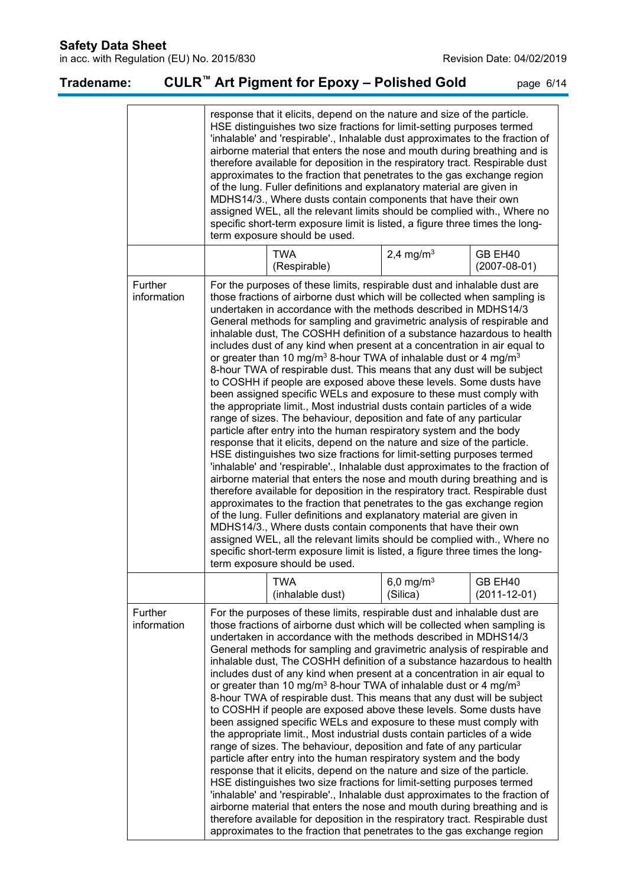| | | | | |
|---|---|---|---|---|
| | response that it elicits, depend on the nature and size of the particle. HSE distinguishes two size fractions for limit-setting purposes termed 'inhalable' and 'respirable'., Inhalable dust approximates to the fraction of airborne material that enters the nose and mouth during breathing and is therefore available for deposition in the respiratory tract. Respirable dust approximates to the fraction that penetrates to the gas exchange region of the lung. Fuller definitions and explanatory material are given in MDHS14/3., Where dusts contain components that have their own assigned WEL, all the relevant limits should be complied with., Where no specific short-term exposure limit is listed, a figure three times the long-term exposure should be used. | | | |
| | | TWA (Respirable) | 2,4 mg/m³ | GB EH40 (2007-08-01) |
| Further information | For the purposes of these limits, respirable dust and inhalable dust are those fractions of airborne dust which will be collected when sampling is undertaken in accordance with the methods described in MDHS14/3 General methods for sampling and gravimetric analysis of respirable and inhalable dust, The COSHH definition of a substance hazardous to health includes dust of any kind when present at a concentration in air equal to or greater than 10 mg/m³ 8-hour TWA of inhalable dust or 4 mg/m³ 8-hour TWA of respirable dust. This means that any dust will be subject to COSHH if people are exposed above these levels. Some dusts have been assigned specific WELs and exposure to these must comply with the appropriate limit., Most industrial dusts contain particles of a wide range of sizes. The behaviour, deposition and fate of any particular particle after entry into the human respiratory system and the body response that it elicits, depend on the nature and size of the particle. HSE distinguishes two size fractions for limit-setting purposes termed 'inhalable' and 'respirable'., Inhalable dust approximates to the fraction of airborne material that enters the nose and mouth during breathing and is therefore available for deposition in the respiratory tract. Respirable dust approximates to the fraction that penetrates to the gas exchange region of the lung. Fuller definitions and explanatory material are given in MDHS14/3., Where dusts contain components that have their own assigned WEL, all the relevant limits should be complied with., Where no specific short-term exposure limit is listed, a figure three times the long-term exposure should be used. | | | |
| | | TWA (inhalable dust) | 6,0 mg/m³ (Silica) | GB EH40 (2011-12-01) |
| Further information | For the purposes of these limits, respirable dust and inhalable dust are those fractions of airborne dust which will be collected when sampling is undertaken in accordance with the methods described in MDHS14/3 General methods for sampling and gravimetric analysis of respirable and inhalable dust, The COSHH definition of a substance hazardous to health includes dust of any kind when present at a concentration in air equal to or greater than 10 mg/m³ 8-hour TWA of inhalable dust or 4 mg/m³ 8-hour TWA of respirable dust. This means that any dust will be subject to COSHH if people are exposed above these levels. Some dusts have been assigned specific WELs and exposure to these must comply with the appropriate limit., Most industrial dusts contain particles of a wide range of sizes. The behaviour, deposition and fate of any particular particle after entry into the human respiratory system and the body response that it elicits, depend on the nature and size of the particle. HSE distinguishes two size fractions for limit-setting purposes termed 'inhalable' and 'respirable'., Inhalable dust approximates to the fraction of airborne material that enters the nose and mouth during breathing and is therefore available for deposition in the respiratory tract. Respirable dust approximates to the fraction that penetrates to the gas exchange region | | | |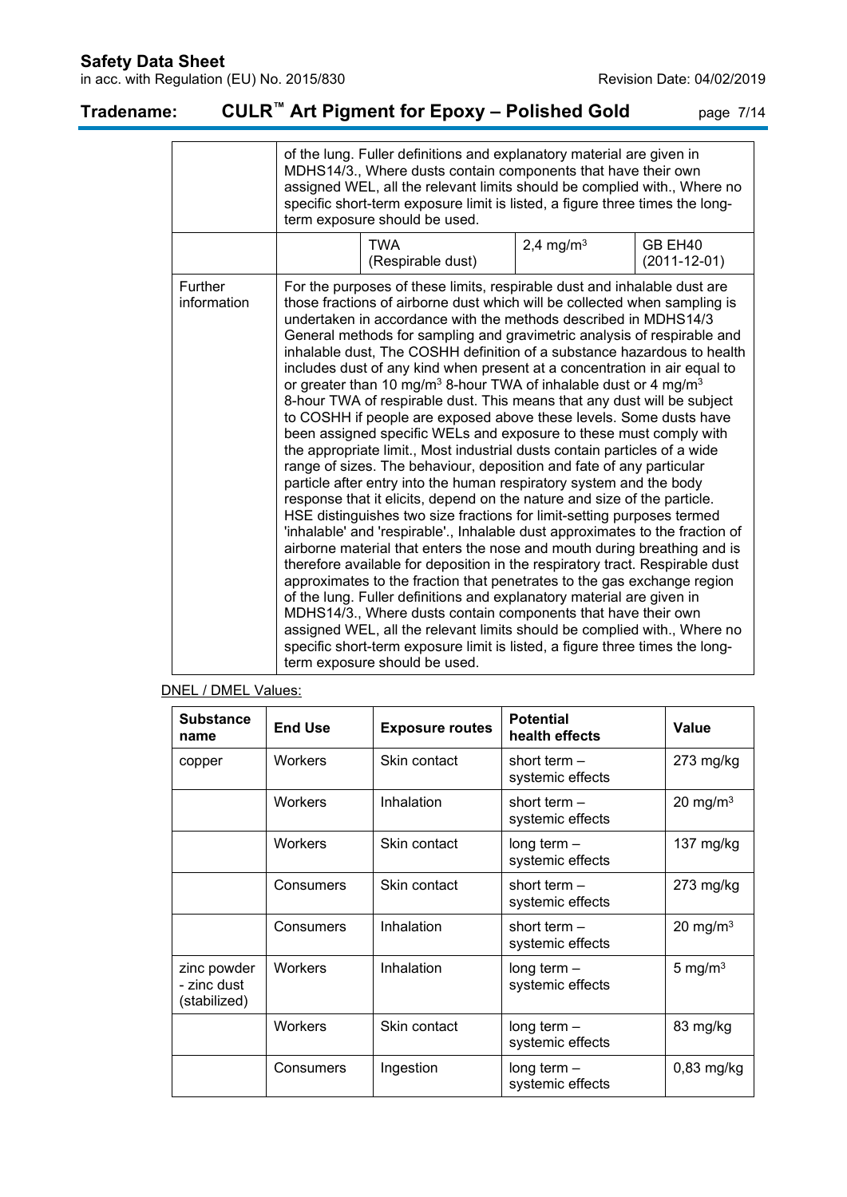| | | | | |
|---|---|---|---|---|
| | of the lung. Fuller definitions and explanatory material are given in MDHS14/3., Where dusts contain components that have their own assigned WEL, all the relevant limits should be complied with., Where no specific short-term exposure limit is listed, a figure three times the long-term exposure should be used. | | | |
| | | TWA (Respirable dust) | 2,4 mg/m³ | GB EH40 (2011-12-01) |
| Further information | For the purposes of these limits, respirable dust and inhalable dust are those fractions of airborne dust which will be collected when sampling is undertaken in accordance with the methods described in MDHS14/3 General methods for sampling and gravimetric analysis of respirable and inhalable dust, The COSHH definition of a substance hazardous to health includes dust of any kind when present at a concentration in air equal to or greater than 10 mg/m³ 8-hour TWA of inhalable dust or 4 mg/m³ 8-hour TWA of respirable dust. This means that any dust will be subject to COSHH if people are exposed above these levels. Some dusts have been assigned specific WELs and exposure to these must comply with the appropriate limit., Most industrial dusts contain particles of a wide range of sizes. The behaviour, deposition and fate of any particular particle after entry into the human respiratory system and the body response that it elicits, depend on the nature and size of the particle. HSE distinguishes two size fractions for limit-setting purposes termed 'inhalable' and 'respirable'., Inhalable dust approximates to the fraction of airborne material that enters the nose and mouth during breathing and is therefore available for deposition in the respiratory tract. Respirable dust approximates to the fraction that penetrates to the gas exchange region of the lung. Fuller definitions and explanatory material are given in MDHS14/3., Where dusts contain components that have their own assigned WEL, all the relevant limits should be complied with., Where no specific short-term exposure limit is listed, a figure three times the long-term exposure should be used. | | | |

DNEL / DMEL Values:

| Substance name | End Use | Exposure routes | Potential health effects | Value |
|---|---|---|---|---|
| copper | Workers | Skin contact | short term – systemic effects | 273 mg/kg |
| | Workers | Inhalation | short term – systemic effects | 20 mg/m³ |
| | Workers | Skin contact | long term – systemic effects | 137 mg/kg |
| | Consumers | Skin contact | short term – systemic effects | 273 mg/kg |
| | Consumers | Inhalation | short term – systemic effects | 20 mg/m³ |
| zinc powder - zinc dust (stabilized) | Workers | Inhalation | long term – systemic effects | 5 mg/m³ |
| | Workers | Skin contact | long term – systemic effects | 83 mg/kg |
| | Consumers | Ingestion | long term – systemic effects | 0,83 mg/kg |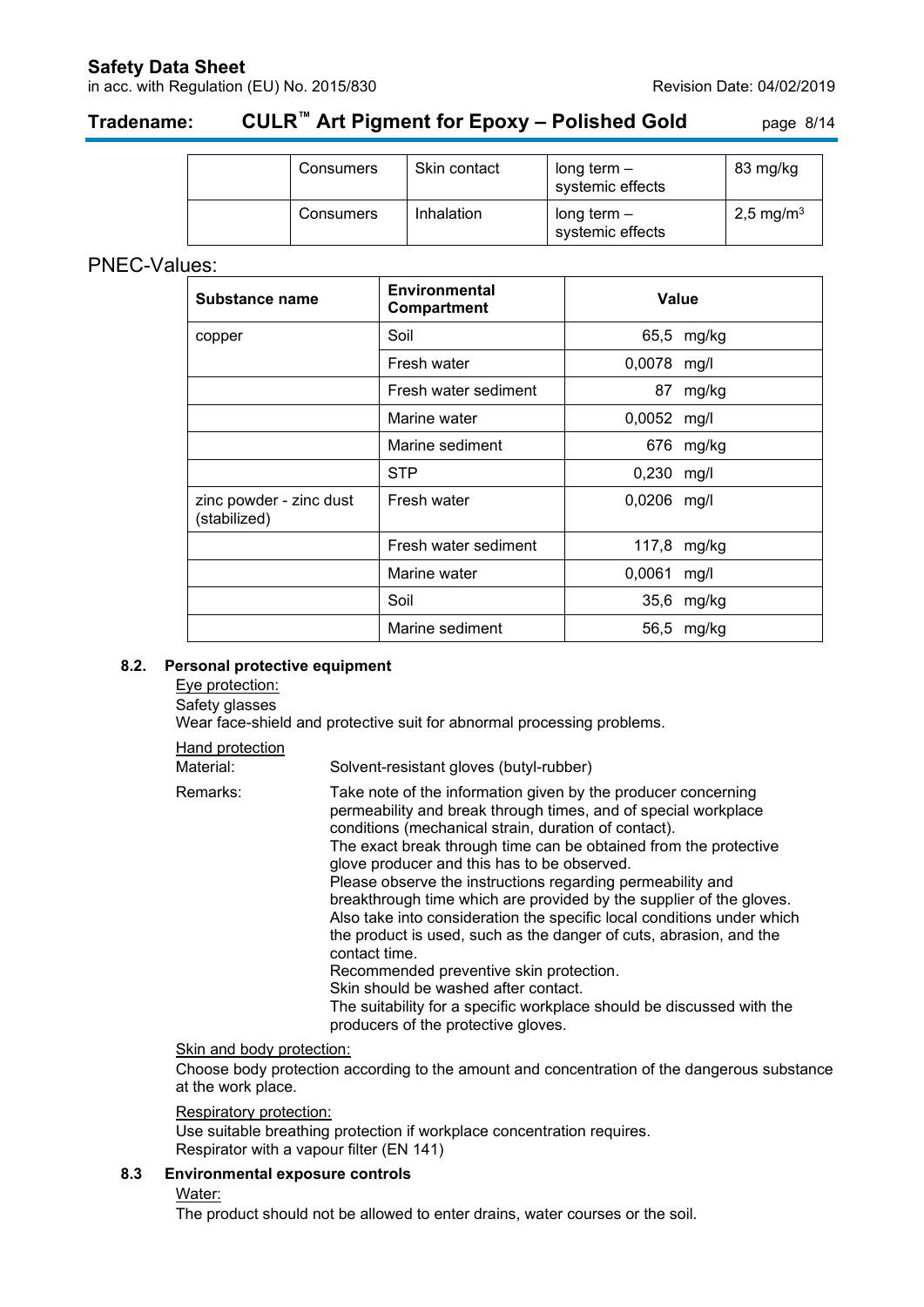| | Consumers | Skin contact | long term – systemic effects | 83 mg/kg |
|---|---|---|---|---|
| | Consumers | Inhalation | long term – systemic effects | 2,5 mg/m³ |

## PNEC-Values:

| Substance name | Environmental Compartment | Value |
|---|---|---|
| copper | Soil | 65,5 mg/kg |
| | Fresh water | 0,0078 mg/l |
| | Fresh water sediment | 87 mg/kg |
| | Marine water | 0,0052 mg/l |
| | Marine sediment | 676 mg/kg |
| | STP | 0,230 mg/l |
| zinc powder - zinc dust (stabilized) | Fresh water | 0,0206 mg/l |
| | Fresh water sediment | 117,8 mg/kg |
| | Marine water | 0,0061 mg/l |
| | Soil | 35,6 mg/kg |
| | Marine sediment | 56,5 mg/kg |

### 8.2. Personal protective equipment

Eye protection:

Safety glasses

Wear face-shield and protective suit for abnormal processing problems.

Hand protection

Material: Solvent-resistant gloves (butyl-rubber)

Remarks: Take note of the information given by the producer concerning permeability and break through times, and of special workplace conditions (mechanical strain, duration of contact).
The exact break through time can be obtained from the protective glove producer and this has to be observed.
Please observe the instructions regarding permeability and breakthrough time which are provided by the supplier of the gloves. Also take into consideration the specific local conditions under which the product is used, such as the danger of cuts, abrasion, and the contact time.
Recommended preventive skin protection.
Skin should be washed after contact.
The suitability for a specific workplace should be discussed with the producers of the protective gloves.

Skin and body protection:

Choose body protection according to the amount and concentration of the dangerous substance at the work place.

Respiratory protection:

Use suitable breathing protection if workplace concentration requires.
Respirator with a vapour filter (EN 141)

### 8.3 Environmental exposure controls

Water:

The product should not be allowed to enter drains, water courses or the soil.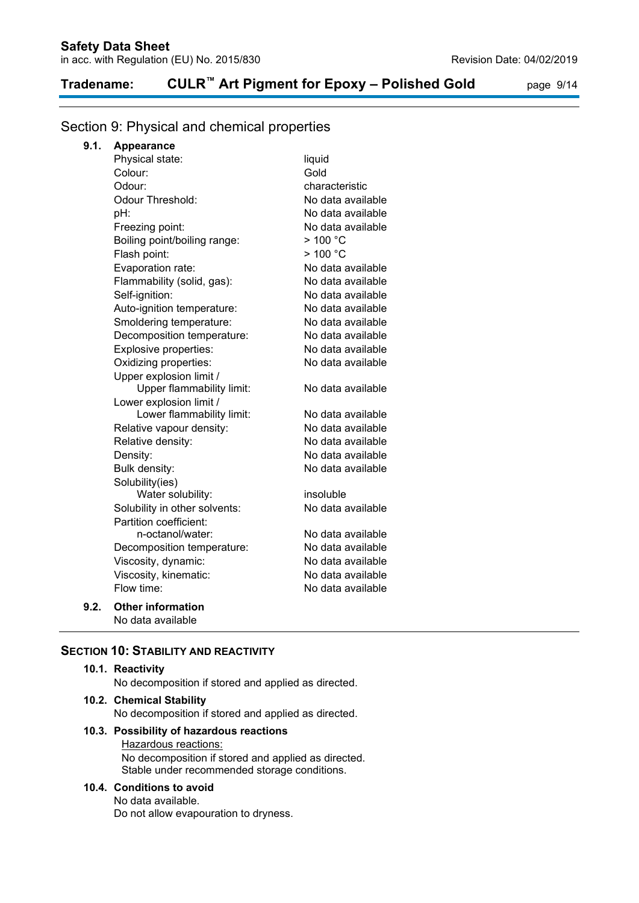## Section 9: Physical and chemical properties

### 9.1. Appearance

| | |
|---|---|
| Physical state: | liquid |
| Colour: | Gold |
| Odour: | characteristic |
| Odour Threshold: | No data available |
| pH: | No data available |
| Freezing point: | No data available |
| Boiling point/boiling range: | > 100 °C |
| Flash point: | > 100 °C |
| Evaporation rate: | No data available |
| Flammability (solid, gas): | No data available |
| Self-ignition: | No data available |
| Auto-ignition temperature: | No data available |
| Smoldering temperature: | No data available |
| Decomposition temperature: | No data available |
| Explosive properties: | No data available |
| Oxidizing properties: | No data available |
| Upper explosion limit / Upper flammability limit: | No data available |
| Lower explosion limit / Lower flammability limit: | No data available |
| Relative vapour density: | No data available |
| Relative density: | No data available |
| Density: | No data available |
| Bulk density: | No data available |
| Solubility(ies) Water solubility: | insoluble |
| Solubility in other solvents: | No data available |
| Partition coefficient: n-octanol/water: | No data available |
| Decomposition temperature: | No data available |
| Viscosity, dynamic: | No data available |
| Viscosity, kinematic: | No data available |
| Flow time: | No data available |

### 9.2. Other information

No data available

## SECTION 10: STABILITY AND REACTIVITY

### 10.1. Reactivity

No decomposition if stored and applied as directed.

### 10.2. Chemical Stability

No decomposition if stored and applied as directed.

### 10.3. Possibility of hazardous reactions

Hazardous reactions:
No decomposition if stored and applied as directed.
Stable under recommended storage conditions.

### 10.4. Conditions to avoid

No data available.
Do not allow evapouration to dryness.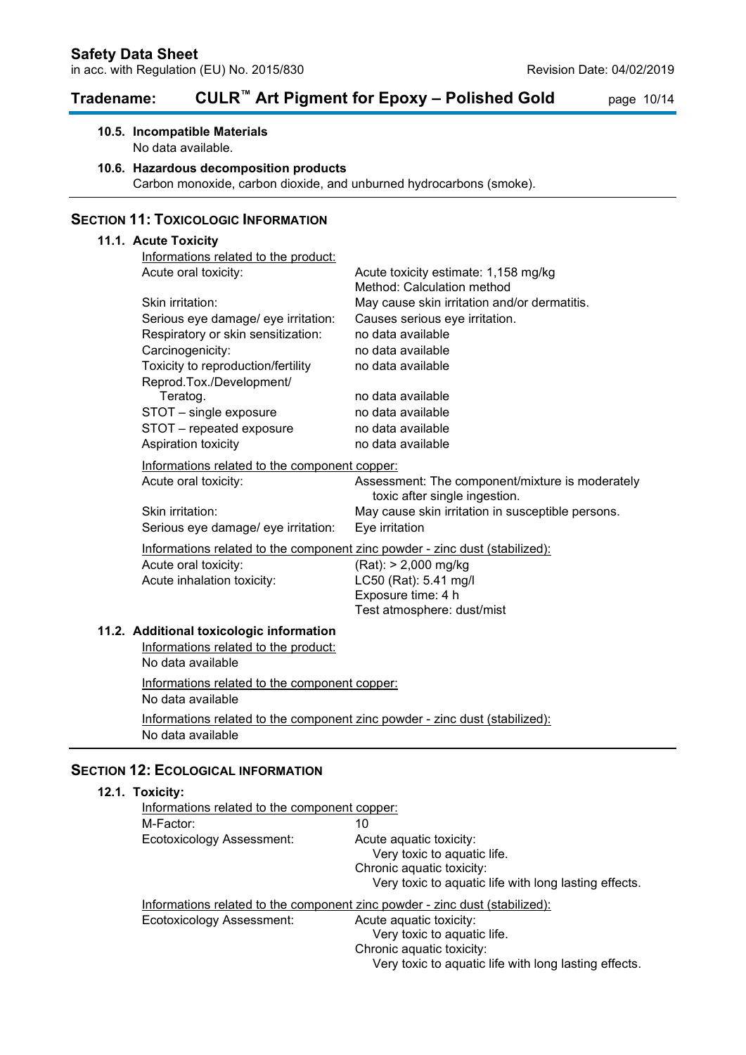#### 10.5. Incompatible Materials

No data available.

#### 10.6. Hazardous decomposition products

Carbon monoxide, carbon dioxide, and unburned hydrocarbons (smoke).

## SECTION 11: TOXICOLOGIC INFORMATION

### 11.1. Acute Toxicity

Informations related to the product:

| | |
|---|---|
| Acute oral toxicity: | Acute toxicity estimate: 1,158 mg/kg<br>Method: Calculation method |
| Skin irritation: | May cause skin irritation and/or dermatitis. |
| Serious eye damage/ eye irritation: | Causes serious eye irritation. |
| Respiratory or skin sensitization: | no data available |
| Carcinogenicity: | no data available |
| Toxicity to reproduction/fertility | no data available |
| Reprod.Tox./Development/ Teratog. | no data available |
| STOT – single exposure | no data available |
| STOT – repeated exposure | no data available |
| Aspiration toxicity | no data available |

Informations related to the component copper:

| | |
|---|---|
| Acute oral toxicity: | Assessment: The component/mixture is moderately toxic after single ingestion. |
| Skin irritation: | May cause skin irritation in susceptible persons. |
| Serious eye damage/ eye irritation: | Eye irritation |

Informations related to the component zinc powder - zinc dust (stabilized):

| | |
|---|---|
| Acute oral toxicity: | (Rat): > 2,000 mg/kg |
| Acute inhalation toxicity: | LC50 (Rat): 5.41 mg/l<br>Exposure time: 4 h<br>Test atmosphere: dust/mist |

### 11.2. Additional toxicologic information

Informations related to the product:

No data available

Informations related to the component copper:

No data available

Informations related to the component zinc powder - zinc dust (stabilized):

No data available

## SECTION 12: ECOLOGICAL INFORMATION

### 12.1. Toxicity:

Informations related to the component copper:

| | |
|---|---|
| M-Factor: | 10 |
| Ecotoxicology Assessment: | Acute aquatic toxicity:<br>Very toxic to aquatic life.<br>Chronic aquatic toxicity:<br>Very toxic to aquatic life with long lasting effects. |

Informations related to the component zinc powder - zinc dust (stabilized):

| | |
|---|---|
| Ecotoxicology Assessment: | Acute aquatic toxicity:<br>Very toxic to aquatic life.<br>Chronic aquatic toxicity:<br>Very toxic to aquatic life with long lasting effects. |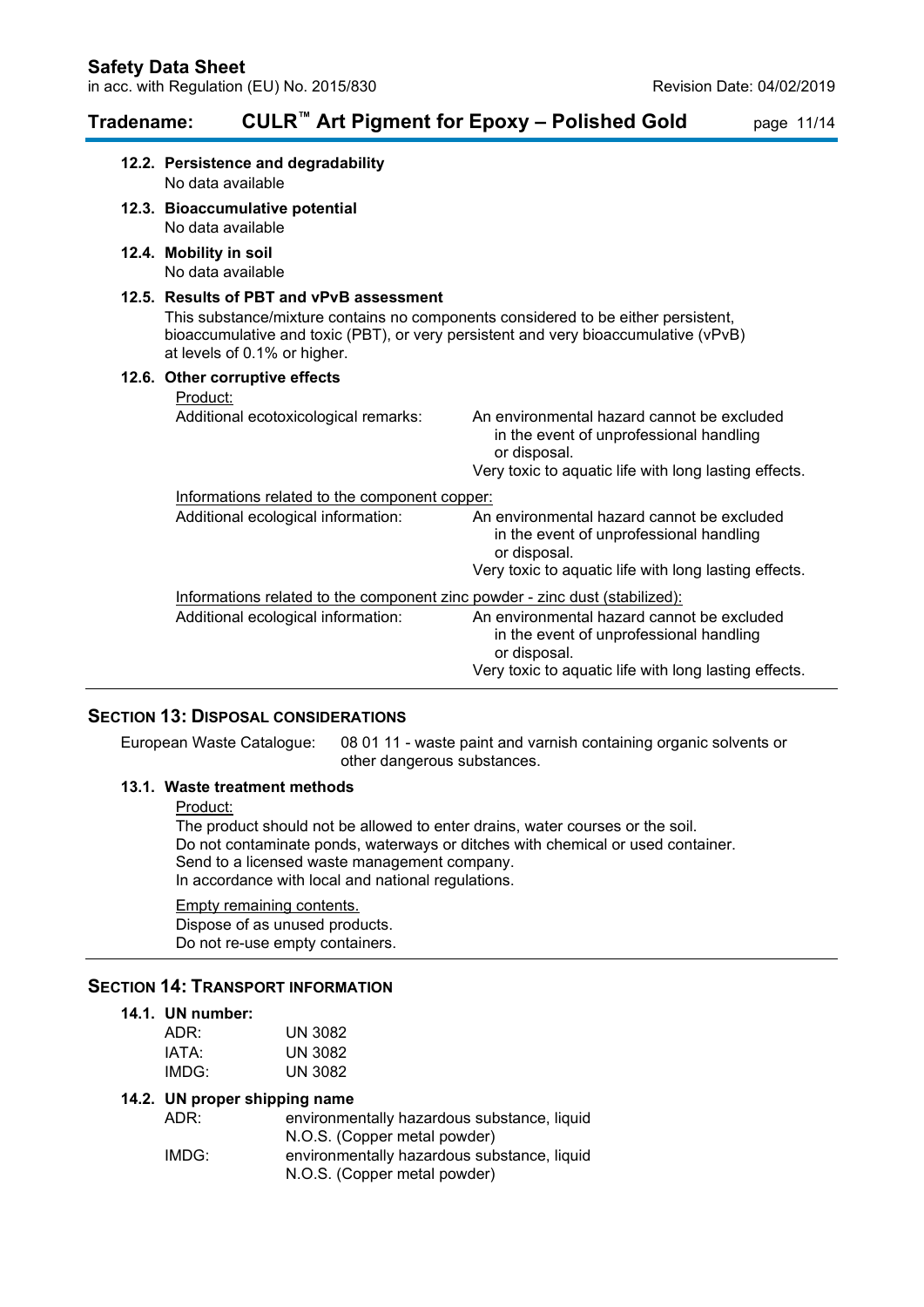**12.2. Persistence and degradability**
No data available

**12.3. Bioaccumulative potential**
No data available

**12.4. Mobility in soil**
No data available

**12.5. Results of PBT and vPvB assessment**
This substance/mixture contains no components considered to be either persistent, bioaccumulative and toxic (PBT), or very persistent and very bioaccumulative (vPvB) at levels of 0.1% or higher.

**12.6. Other corruptive effects**

Product:

| | |
|---|---|
| Additional ecotoxicological remarks: | An environmental hazard cannot be excluded in the event of unprofessional handling or disposal.<br>Very toxic to aquatic life with long lasting effects. |

Informations related to the component copper:

| | |
|---|---|
| Additional ecological information: | An environmental hazard cannot be excluded in the event of unprofessional handling or disposal.<br>Very toxic to aquatic life with long lasting effects. |

Informations related to the component zinc powder - zinc dust (stabilized):

| | |
|---|---|
| Additional ecological information: | An environmental hazard cannot be excluded in the event of unprofessional handling or disposal.<br>Very toxic to aquatic life with long lasting effects. |

## SECTION 13: DISPOSAL CONSIDERATIONS

European Waste Catalogue: 08 01 11 - waste paint and varnish containing organic solvents or other dangerous substances.

**13.1. Waste treatment methods**

Product:

The product should not be allowed to enter drains, water courses or the soil.
Do not contaminate ponds, waterways or ditches with chemical or used container.
Send to a licensed waste management company.
In accordance with local and national regulations.

Empty remaining contents.
Dispose of as unused products.
Do not re-use empty containers.

## SECTION 14: TRANSPORT INFORMATION

**14.1. UN number:**

| | |
|---|---|
| ADR: | UN 3082 |
| IATA: | UN 3082 |
| IMDG: | UN 3082 |

**14.2. UN proper shipping name**

| | |
|---|---|
| ADR: | environmentally hazardous substance, liquid N.O.S. (Copper metal powder) |
| IMDG: | environmentally hazardous substance, liquid N.O.S. (Copper metal powder) |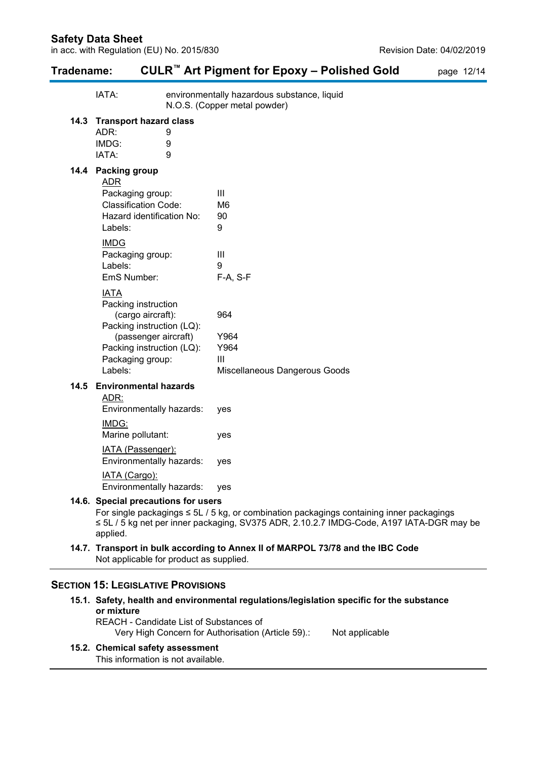| | |
|---|---|
| IATA: | environmentally hazardous substance, liquid N.O.S. (Copper metal powder) |

### 14.3 Transport hazard class

| | |
|---|---|
| ADR: | 9 |
| IMDG: | 9 |
| IATA: | 9 |

### 14.4 Packing group

ADR

| | |
|---|---|
| Packaging group: | III |
| Classification Code: | M6 |
| Hazard identification No: | 90 |
| Labels: | 9 |

IMDG

| | |
|---|---|
| Packaging group: | III |
| Labels: | 9 |
| EmS Number: | F-A, S-F |

IATA

| | |
|---|---|
| Packing instruction (cargo aircraft): | 964 |
| Packing instruction (LQ): (passenger aircraft) | Y964 |
| Packing instruction (LQ): | Y964 |
| Packaging group: | III |
| Labels: | Miscellaneous Dangerous Goods |

### 14.5 Environmental hazards

ADR:

| | |
|---|---|
| Environmentally hazards: | yes |

IMDG:

| | |
|---|---|
| Marine pollutant: | yes |

IATA (Passenger):

| | |
|---|---|
| Environmentally hazards: | yes |

IATA (Cargo):

| | |
|---|---|
| Environmentally hazards: | yes |

### 14.6. Special precautions for users

For single packagings ≤ 5L / 5 kg, or combination packagings containing inner packagings ≤ 5L / 5 kg net per inner packaging, SV375 ADR, 2.10.2.7 IMDG-Code, A197 IATA-DGR may be applied.

### 14.7. Transport in bulk according to Annex II of MARPOL 73/78 and the IBC Code

Not applicable for product as supplied.

## SECTION 15: LEGISLATIVE PROVISIONS

### 15.1. Safety, health and environmental regulations/legislation specific for the substance or mixture

REACH - Candidate List of Substances of Very High Concern for Authorisation (Article 59).: Not applicable

### 15.2. Chemical safety assessment

This information is not available.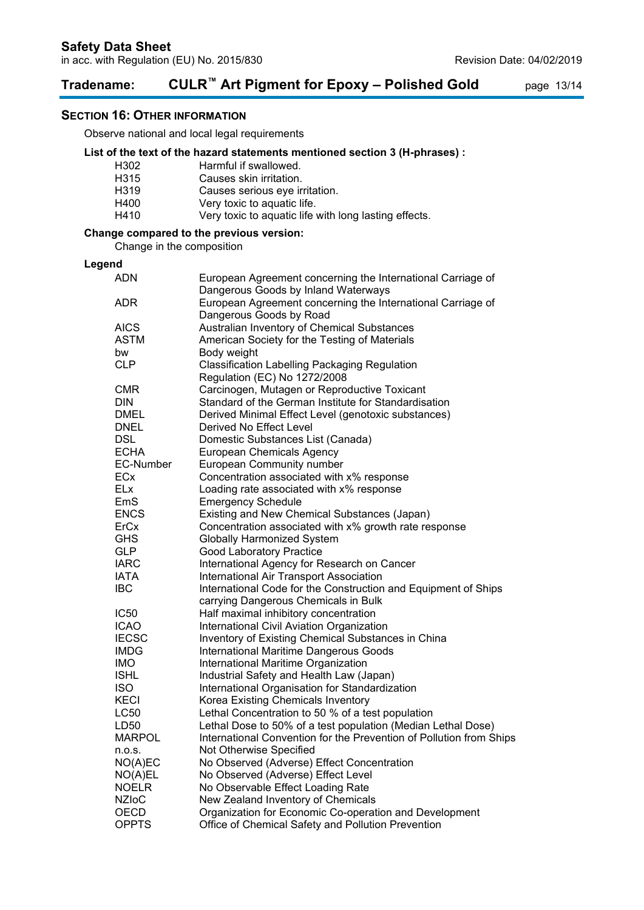## SECTION 16: OTHER INFORMATION

Observe national and local legal requirements

**List of the text of the hazard statements mentioned section 3 (H-phrases) :**

| | |
|---|---|
| H302 | Harmful if swallowed. |
| H315 | Causes skin irritation. |
| H319 | Causes serious eye irritation. |
| H400 | Very toxic to aquatic life. |
| H410 | Very toxic to aquatic life with long lasting effects. |

**Change compared to the previous version:**

Change in the composition

**Legend**

| | |
|---|---|
| ADN | European Agreement concerning the International Carriage of Dangerous Goods by Inland Waterways |
| ADR | European Agreement concerning the International Carriage of Dangerous Goods by Road |
| AICS | Australian Inventory of Chemical Substances |
| ASTM | American Society for the Testing of Materials |
| bw | Body weight |
| CLP | Classification Labelling Packaging Regulation Regulation (EC) No 1272/2008 |
| CMR | Carcinogen, Mutagen or Reproductive Toxicant |
| DIN | Standard of the German Institute for Standardisation |
| DMEL | Derived Minimal Effect Level (genotoxic substances) |
| DNEL | Derived No Effect Level |
| DSL | Domestic Substances List (Canada) |
| ECHA | European Chemicals Agency |
| EC-Number | European Community number |
| ECx | Concentration associated with x% response |
| ELx | Loading rate associated with x% response |
| EmS | Emergency Schedule |
| ENCS | Existing and New Chemical Substances (Japan) |
| ErCx | Concentration associated with x% growth rate response |
| GHS | Globally Harmonized System |
| GLP | Good Laboratory Practice |
| IARC | International Agency for Research on Cancer |
| IATA | International Air Transport Association |
| IBC | International Code for the Construction and Equipment of Ships carrying Dangerous Chemicals in Bulk |
| IC50 | Half maximal inhibitory concentration |
| ICAO | International Civil Aviation Organization |
| IECSC | Inventory of Existing Chemical Substances in China |
| IMDG | International Maritime Dangerous Goods |
| IMO | International Maritime Organization |
| ISHL | Industrial Safety and Health Law (Japan) |
| ISO | International Organisation for Standardization |
| KECI | Korea Existing Chemicals Inventory |
| LC50 | Lethal Concentration to 50 % of a test population |
| LD50 | Lethal Dose to 50% of a test population (Median Lethal Dose) |
| MARPOL | International Convention for the Prevention of Pollution from Ships |
| n.o.s. | Not Otherwise Specified |
| NO(A)EC | No Observed (Adverse) Effect Concentration |
| NO(A)EL | No Observed (Adverse) Effect Level |
| NOELR | No Observable Effect Loading Rate |
| NZIoC | New Zealand Inventory of Chemicals |
| OECD | Organization for Economic Co-operation and Development |
| OPPTS | Office of Chemical Safety and Pollution Prevention |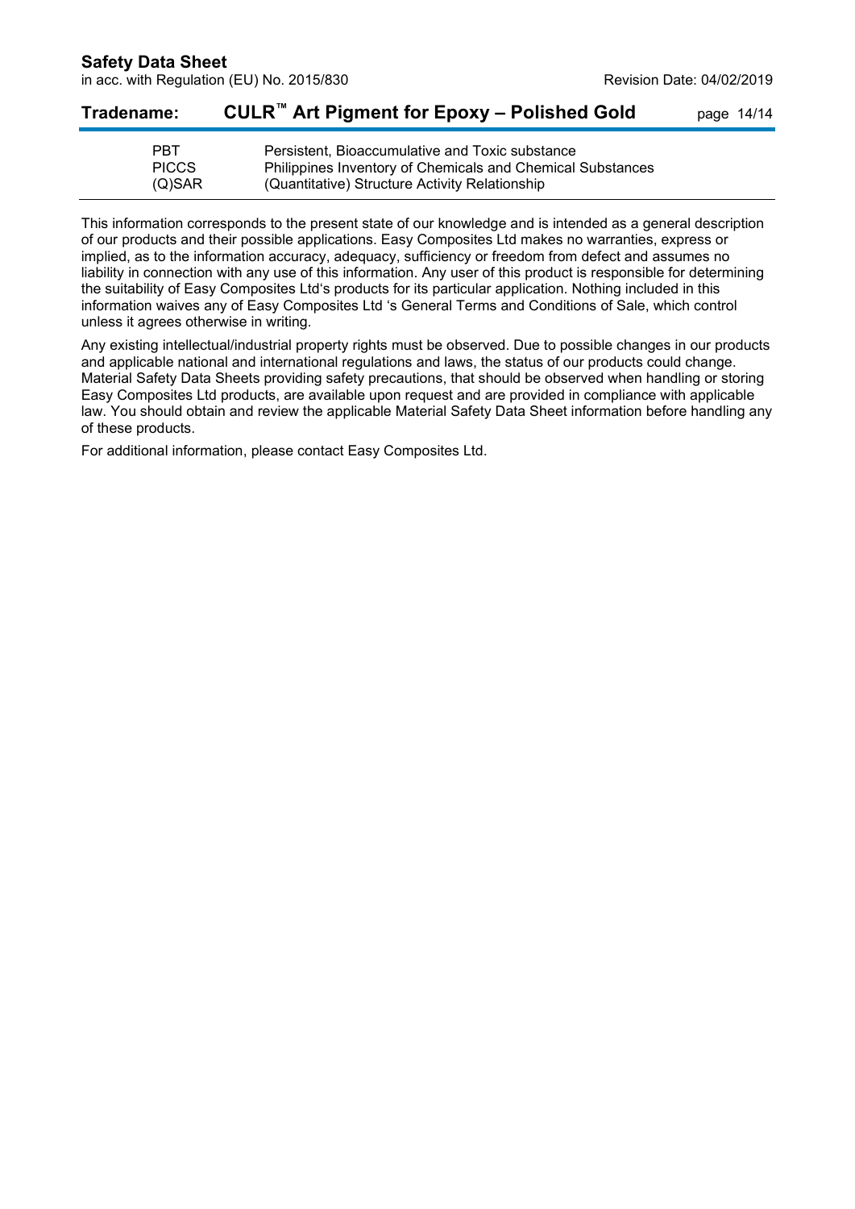| | |
|---|---|
| PBT | Persistent, Bioaccumulative and Toxic substance |
| PICCS | Philippines Inventory of Chemicals and Chemical Substances |
| (Q)SAR | (Quantitative) Structure Activity Relationship |

This information corresponds to the present state of our knowledge and is intended as a general description of our products and their possible applications. Easy Composites Ltd makes no warranties, express or implied, as to the information accuracy, adequacy, sufficiency or freedom from defect and assumes no liability in connection with any use of this information. Any user of this product is responsible for determining the suitability of Easy Composites Ltd's products for its particular application. Nothing included in this information waives any of Easy Composites Ltd 's General Terms and Conditions of Sale, which control unless it agrees otherwise in writing.

Any existing intellectual/industrial property rights must be observed. Due to possible changes in our products and applicable national and international regulations and laws, the status of our products could change. Material Safety Data Sheets providing safety precautions, that should be observed when handling or storing Easy Composites Ltd products, are available upon request and are provided in compliance with applicable law. You should obtain and review the applicable Material Safety Data Sheet information before handling any of these products.

For additional information, please contact Easy Composites Ltd.